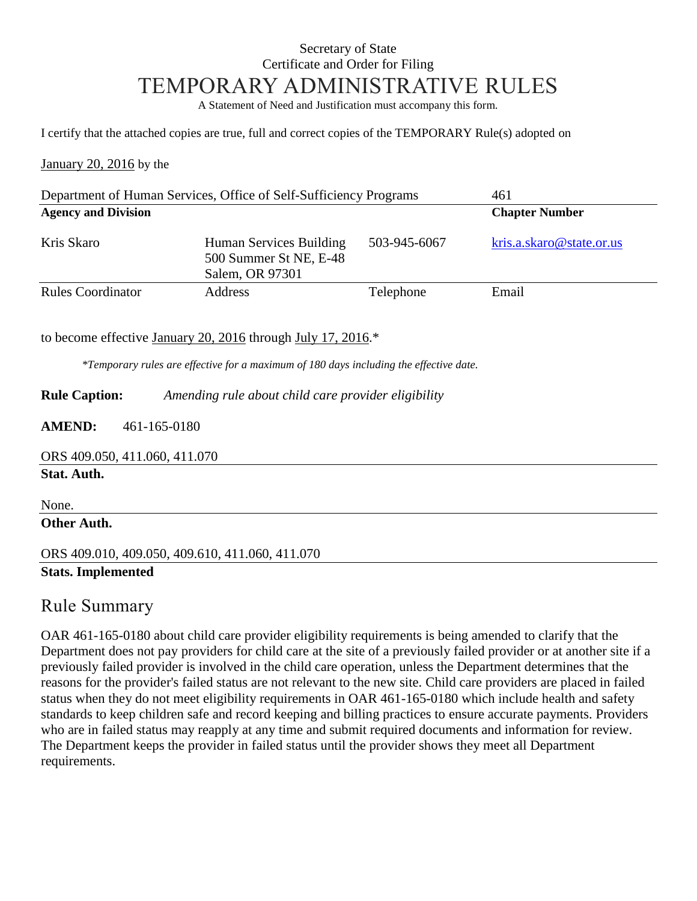Secretary of State

Certificate and Order for Filing

# TEMPORARY ADMINISTRATIVE RULES

A Statement of Need and Justification must accompany this form.

I certify that the attached copies are true, full and correct copies of the TEMPORARY Rule(s) adopted on

January 20, 2016 by the

| Department of Human Services, Office of Self-Sufficiency Programs | | | 461 |
|---|---|---|---|
| **Agency and Division** | | | **Chapter Number** |
| Kris Skaro | Human Services Building 500 Summer St NE, E-48 Salem, OR 97301 | 503-945-6067 | kris.a.skaro@state.or.us |
| Rules Coordinator | Address | Telephone | Email |

to become effective January 20, 2016 through July 17, 2016.*

*\*Temporary rules are effective for a maximum of 180 days including the effective date.*

**Rule Caption:** *Amending rule about child care provider eligibility*

**AMEND:** 461-165-0180

ORS 409.050, 411.060, 411.070

**Stat. Auth.**

None.

**Other Auth.**

ORS 409.010, 409.050, 409.610, 411.060, 411.070

**Stats. Implemented**

## Rule Summary

OAR 461-165-0180 about child care provider eligibility requirements is being amended to clarify that the Department does not pay providers for child care at the site of a previously failed provider or at another site if a previously failed provider is involved in the child care operation, unless the Department determines that the reasons for the provider's failed status are not relevant to the new site. Child care providers are placed in failed status when they do not meet eligibility requirements in OAR 461-165-0180 which include health and safety standards to keep children safe and record keeping and billing practices to ensure accurate payments. Providers who are in failed status may reapply at any time and submit required documents and information for review. The Department keeps the provider in failed status until the provider shows they meet all Department requirements.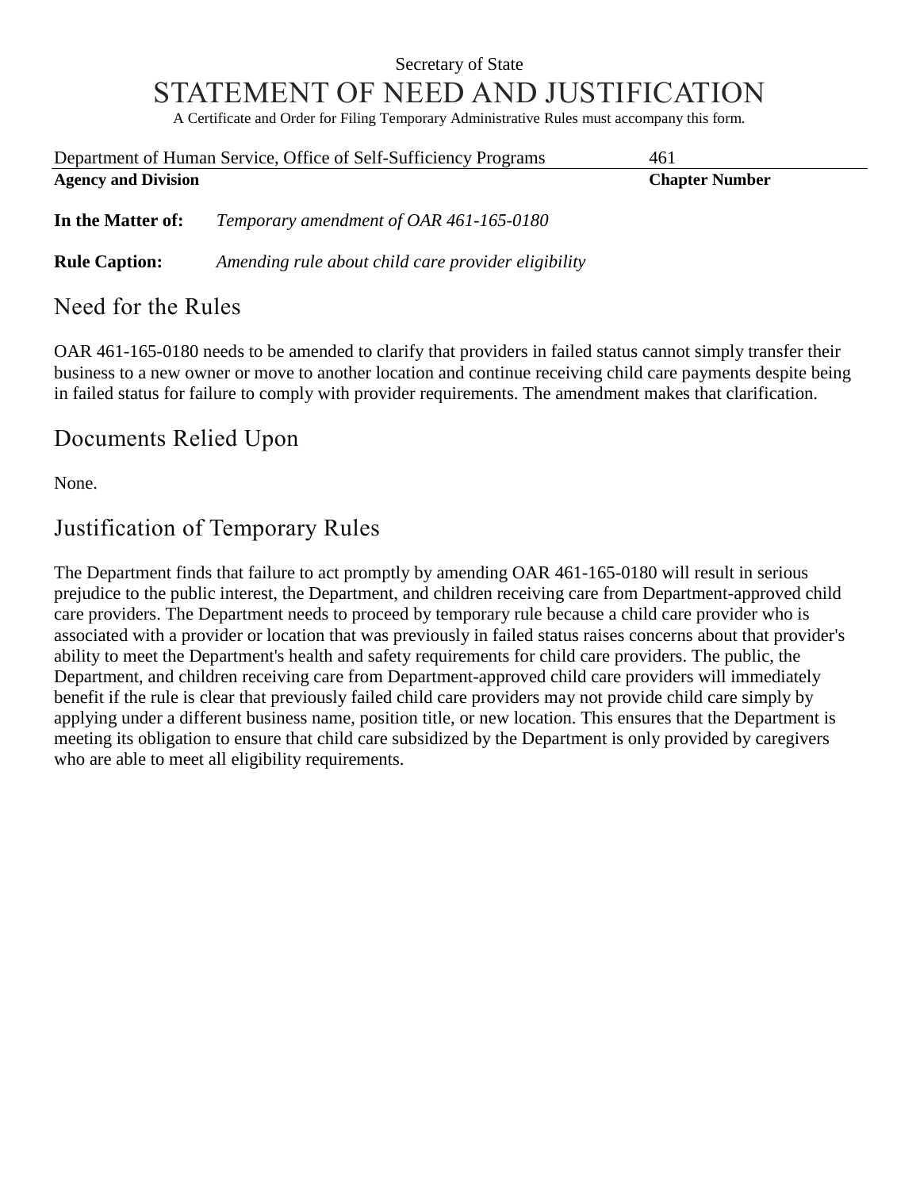Secretary of State

# STATEMENT OF NEED AND JUSTIFICATION

A Certificate and Order for Filing Temporary Administrative Rules must accompany this form.

| Department of Human Service, Office of Self-Sufficiency Programs | 461 |
| --- | --- |
| **Agency and Division** | **Chapter Number** |

**In the Matter of:** *Temporary amendment of OAR 461-165-0180*

**Rule Caption:** *Amending rule about child care provider eligibility*

## Need for the Rules

OAR 461-165-0180 needs to be amended to clarify that providers in failed status cannot simply transfer their business to a new owner or move to another location and continue receiving child care payments despite being in failed status for failure to comply with provider requirements. The amendment makes that clarification.

## Documents Relied Upon

None.

## Justification of Temporary Rules

The Department finds that failure to act promptly by amending OAR 461-165-0180 will result in serious prejudice to the public interest, the Department, and children receiving care from Department-approved child care providers. The Department needs to proceed by temporary rule because a child care provider who is associated with a provider or location that was previously in failed status raises concerns about that provider's ability to meet the Department's health and safety requirements for child care providers. The public, the Department, and children receiving care from Department-approved child care providers will immediately benefit if the rule is clear that previously failed child care providers may not provide child care simply by applying under a different business name, position title, or new location. This ensures that the Department is meeting its obligation to ensure that child care subsidized by the Department is only provided by caregivers who are able to meet all eligibility requirements.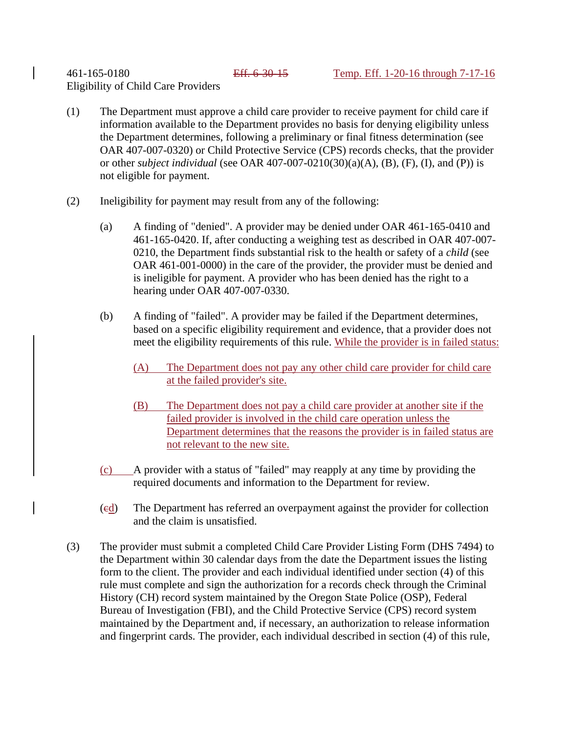461-165-0180 ~~Eff. 6-30-15~~ <u>Temp. Eff. 1-20-16 through 7-17-16</u>
Eligibility of Child Care Providers

(1) The Department must approve a child care provider to receive payment for child care if information available to the Department provides no basis for denying eligibility unless the Department determines, following a preliminary or final fitness determination (see OAR 407-007-0320) or Child Protective Service (CPS) records checks, that the provider or other *subject individual* (see OAR 407-007-0210(30)(a)(A), (B), (F), (I), and (P)) is not eligible for payment.

(2) Ineligibility for payment may result from any of the following:

(a) A finding of "denied". A provider may be denied under OAR 461-165-0410 and 461-165-0420. If, after conducting a weighing test as described in OAR 407-007-0210, the Department finds substantial risk to the health or safety of a *child* (see OAR 461-001-0000) in the care of the provider, the provider must be denied and is ineligible for payment. A provider who has been denied has the right to a hearing under OAR 407-007-0330.

(b) A finding of "failed". A provider may be failed if the Department determines, based on a specific eligibility requirement and evidence, that a provider does not meet the eligibility requirements of this rule. <u>While the provider is in failed status:</u>

<u>(A) The Department does not pay any other child care provider for child care at the failed provider's site.</u>

<u>(B) The Department does not pay a child care provider at another site if the failed provider is involved in the child care operation unless the Department determines that the reasons the provider is in failed status are not relevant to the new site.</u>

<u>(c)</u> A provider with a status of "failed" may reapply at any time by providing the required documents and information to the Department for review.

(~~c~~<u>d</u>) The Department has referred an overpayment against the provider for collection and the claim is unsatisfied.

(3) The provider must submit a completed Child Care Provider Listing Form (DHS 7494) to the Department within 30 calendar days from the date the Department issues the listing form to the client. The provider and each individual identified under section (4) of this rule must complete and sign the authorization for a records check through the Criminal History (CH) record system maintained by the Oregon State Police (OSP), Federal Bureau of Investigation (FBI), and the Child Protective Service (CPS) record system maintained by the Department and, if necessary, an authorization to release information and fingerprint cards. The provider, each individual described in section (4) of this rule,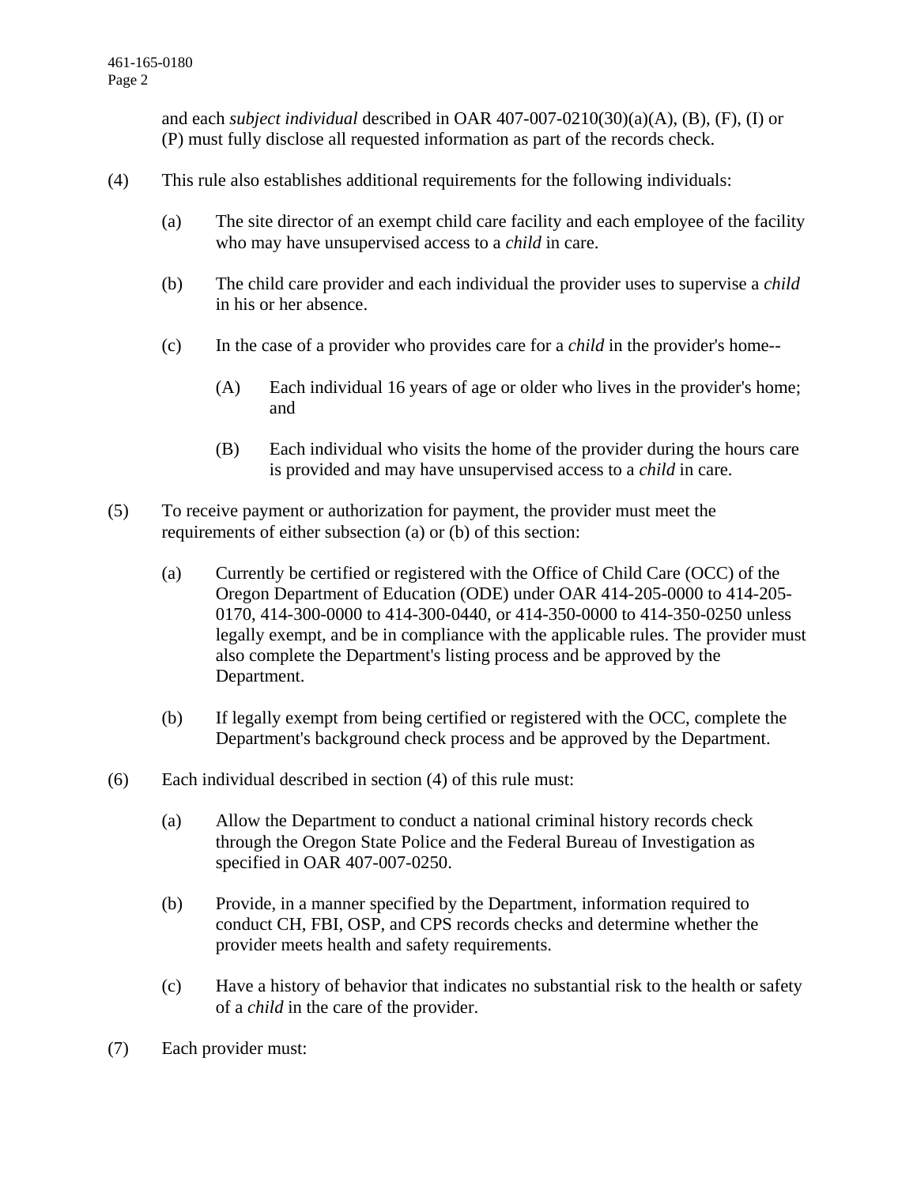and each *subject individual* described in OAR 407-007-0210(30)(a)(A), (B), (F), (I) or (P) must fully disclose all requested information as part of the records check.

(4) This rule also establishes additional requirements for the following individuals:

(a) The site director of an exempt child care facility and each employee of the facility who may have unsupervised access to a *child* in care.

(b) The child care provider and each individual the provider uses to supervise a *child* in his or her absence.

(c) In the case of a provider who provides care for a *child* in the provider's home--

(A) Each individual 16 years of age or older who lives in the provider's home; and

(B) Each individual who visits the home of the provider during the hours care is provided and may have unsupervised access to a *child* in care.

(5) To receive payment or authorization for payment, the provider must meet the requirements of either subsection (a) or (b) of this section:

(a) Currently be certified or registered with the Office of Child Care (OCC) of the Oregon Department of Education (ODE) under OAR 414-205-0000 to 414-205-0170, 414-300-0000 to 414-300-0440, or 414-350-0000 to 414-350-0250 unless legally exempt, and be in compliance with the applicable rules. The provider must also complete the Department's listing process and be approved by the Department.

(b) If legally exempt from being certified or registered with the OCC, complete the Department's background check process and be approved by the Department.

(6) Each individual described in section (4) of this rule must:

(a) Allow the Department to conduct a national criminal history records check through the Oregon State Police and the Federal Bureau of Investigation as specified in OAR 407-007-0250.

(b) Provide, in a manner specified by the Department, information required to conduct CH, FBI, OSP, and CPS records checks and determine whether the provider meets health and safety requirements.

(c) Have a history of behavior that indicates no substantial risk to the health or safety of a *child* in the care of the provider.

(7) Each provider must: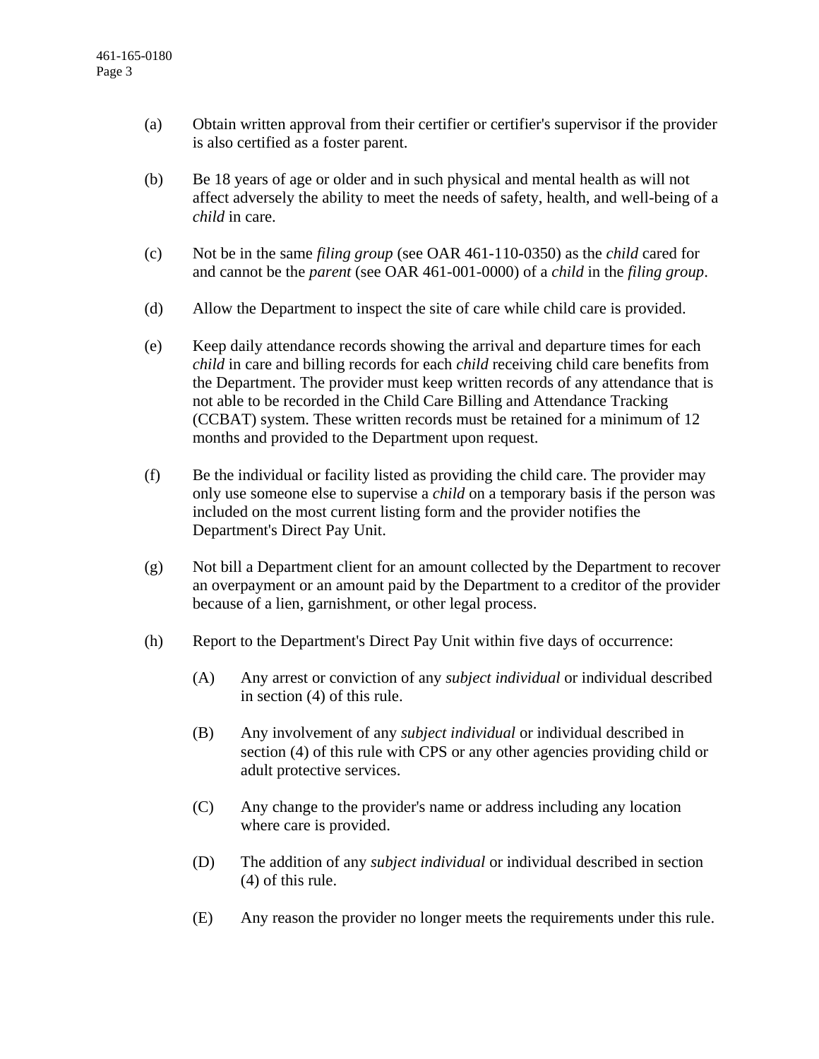(a) Obtain written approval from their certifier or certifier's supervisor if the provider is also certified as a foster parent.

(b) Be 18 years of age or older and in such physical and mental health as will not affect adversely the ability to meet the needs of safety, health, and well-being of a *child* in care.

(c) Not be in the same *filing group* (see OAR 461-110-0350) as the *child* cared for and cannot be the *parent* (see OAR 461-001-0000) of a *child* in the *filing group*.

(d) Allow the Department to inspect the site of care while child care is provided.

(e) Keep daily attendance records showing the arrival and departure times for each *child* in care and billing records for each *child* receiving child care benefits from the Department. The provider must keep written records of any attendance that is not able to be recorded in the Child Care Billing and Attendance Tracking (CCBAT) system. These written records must be retained for a minimum of 12 months and provided to the Department upon request.

(f) Be the individual or facility listed as providing the child care. The provider may only use someone else to supervise a *child* on a temporary basis if the person was included on the most current listing form and the provider notifies the Department's Direct Pay Unit.

(g) Not bill a Department client for an amount collected by the Department to recover an overpayment or an amount paid by the Department to a creditor of the provider because of a lien, garnishment, or other legal process.

(h) Report to the Department's Direct Pay Unit within five days of occurrence:

  (A) Any arrest or conviction of any *subject individual* or individual described in section (4) of this rule.

  (B) Any involvement of any *subject individual* or individual described in section (4) of this rule with CPS or any other agencies providing child or adult protective services.

  (C) Any change to the provider's name or address including any location where care is provided.

  (D) The addition of any *subject individual* or individual described in section (4) of this rule.

  (E) Any reason the provider no longer meets the requirements under this rule.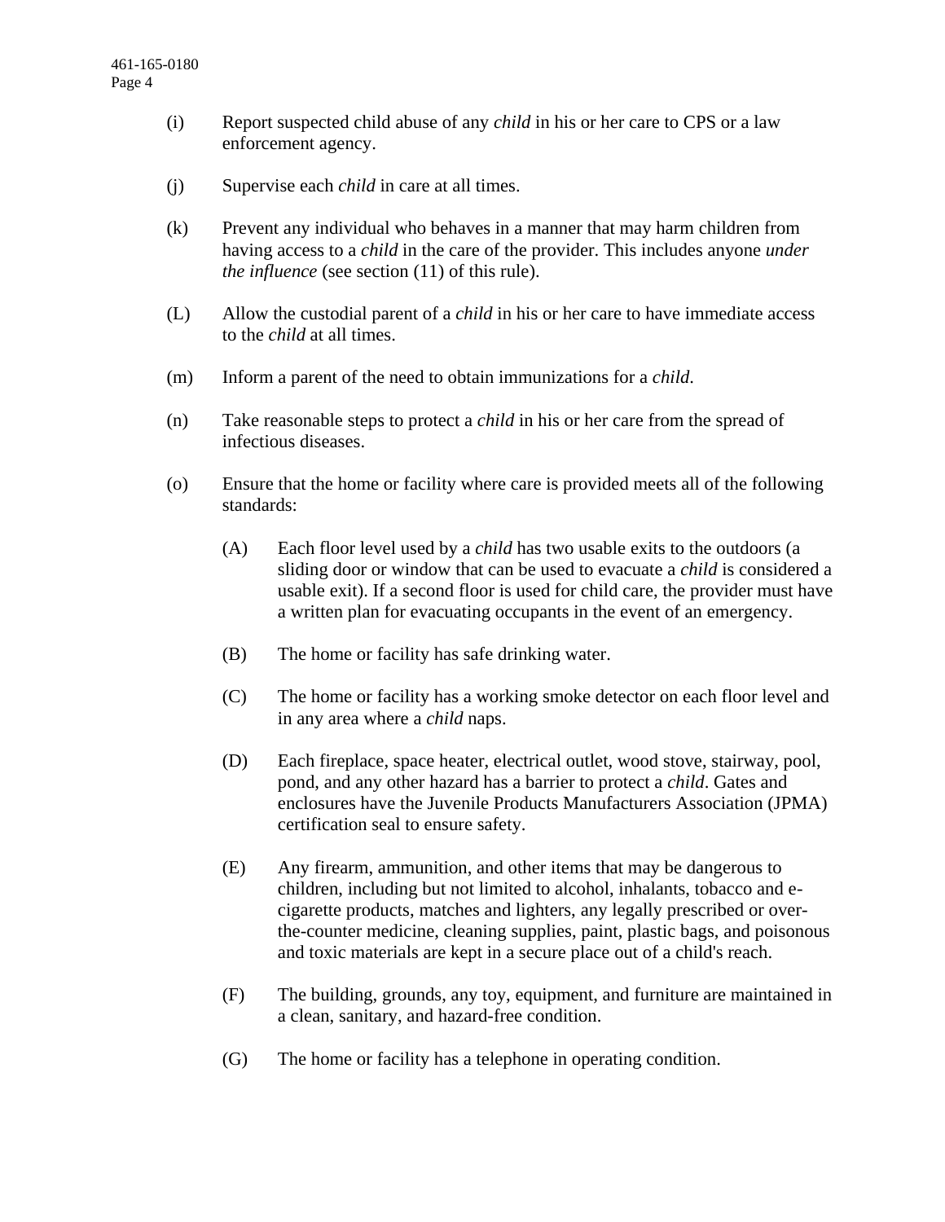(i) Report suspected child abuse of any *child* in his or her care to CPS or a law enforcement agency.

(j) Supervise each *child* in care at all times.

(k) Prevent any individual who behaves in a manner that may harm children from having access to a *child* in the care of the provider. This includes anyone *under the influence* (see section (11) of this rule).

(L) Allow the custodial parent of a *child* in his or her care to have immediate access to the *child* at all times.

(m) Inform a parent of the need to obtain immunizations for a *child*.

(n) Take reasonable steps to protect a *child* in his or her care from the spread of infectious diseases.

(o) Ensure that the home or facility where care is provided meets all of the following standards:

- (A) Each floor level used by a *child* has two usable exits to the outdoors (a sliding door or window that can be used to evacuate a *child* is considered a usable exit). If a second floor is used for child care, the provider must have a written plan for evacuating occupants in the event of an emergency.

- (B) The home or facility has safe drinking water.

- (C) The home or facility has a working smoke detector on each floor level and in any area where a *child* naps.

- (D) Each fireplace, space heater, electrical outlet, wood stove, stairway, pool, pond, and any other hazard has a barrier to protect a *child*. Gates and enclosures have the Juvenile Products Manufacturers Association (JPMA) certification seal to ensure safety.

- (E) Any firearm, ammunition, and other items that may be dangerous to children, including but not limited to alcohol, inhalants, tobacco and e-cigarette products, matches and lighters, any legally prescribed or over-the-counter medicine, cleaning supplies, paint, plastic bags, and poisonous and toxic materials are kept in a secure place out of a child's reach.

- (F) The building, grounds, any toy, equipment, and furniture are maintained in a clean, sanitary, and hazard-free condition.

- (G) The home or facility has a telephone in operating condition.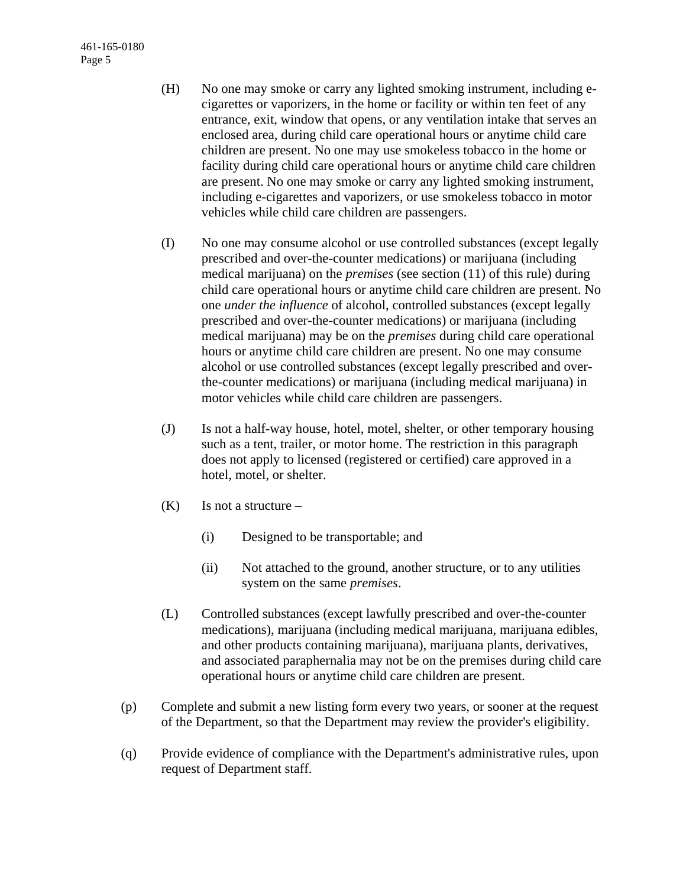(H) No one may smoke or carry any lighted smoking instrument, including e-cigarettes or vaporizers, in the home or facility or within ten feet of any entrance, exit, window that opens, or any ventilation intake that serves an enclosed area, during child care operational hours or anytime child care children are present. No one may use smokeless tobacco in the home or facility during child care operational hours or anytime child care children are present. No one may smoke or carry any lighted smoking instrument, including e-cigarettes and vaporizers, or use smokeless tobacco in motor vehicles while child care children are passengers.

(I) No one may consume alcohol or use controlled substances (except legally prescribed and over-the-counter medications) or marijuana (including medical marijuana) on the *premises* (see section (11) of this rule) during child care operational hours or anytime child care children are present. No one *under the influence* of alcohol, controlled substances (except legally prescribed and over-the-counter medications) or marijuana (including medical marijuana) may be on the *premises* during child care operational hours or anytime child care children are present. No one may consume alcohol or use controlled substances (except legally prescribed and over-the-counter medications) or marijuana (including medical marijuana) in motor vehicles while child care children are passengers.

(J) Is not a half-way house, hotel, motel, shelter, or other temporary housing such as a tent, trailer, or motor home. The restriction in this paragraph does not apply to licensed (registered or certified) care approved in a hotel, motel, or shelter.

(K) Is not a structure –

(i) Designed to be transportable; and

(ii) Not attached to the ground, another structure, or to any utilities system on the same *premises*.

(L) Controlled substances (except lawfully prescribed and over-the-counter medications), marijuana (including medical marijuana, marijuana edibles, and other products containing marijuana), marijuana plants, derivatives, and associated paraphernalia may not be on the premises during child care operational hours or anytime child care children are present.

(p) Complete and submit a new listing form every two years, or sooner at the request of the Department, so that the Department may review the provider's eligibility.

(q) Provide evidence of compliance with the Department's administrative rules, upon request of Department staff.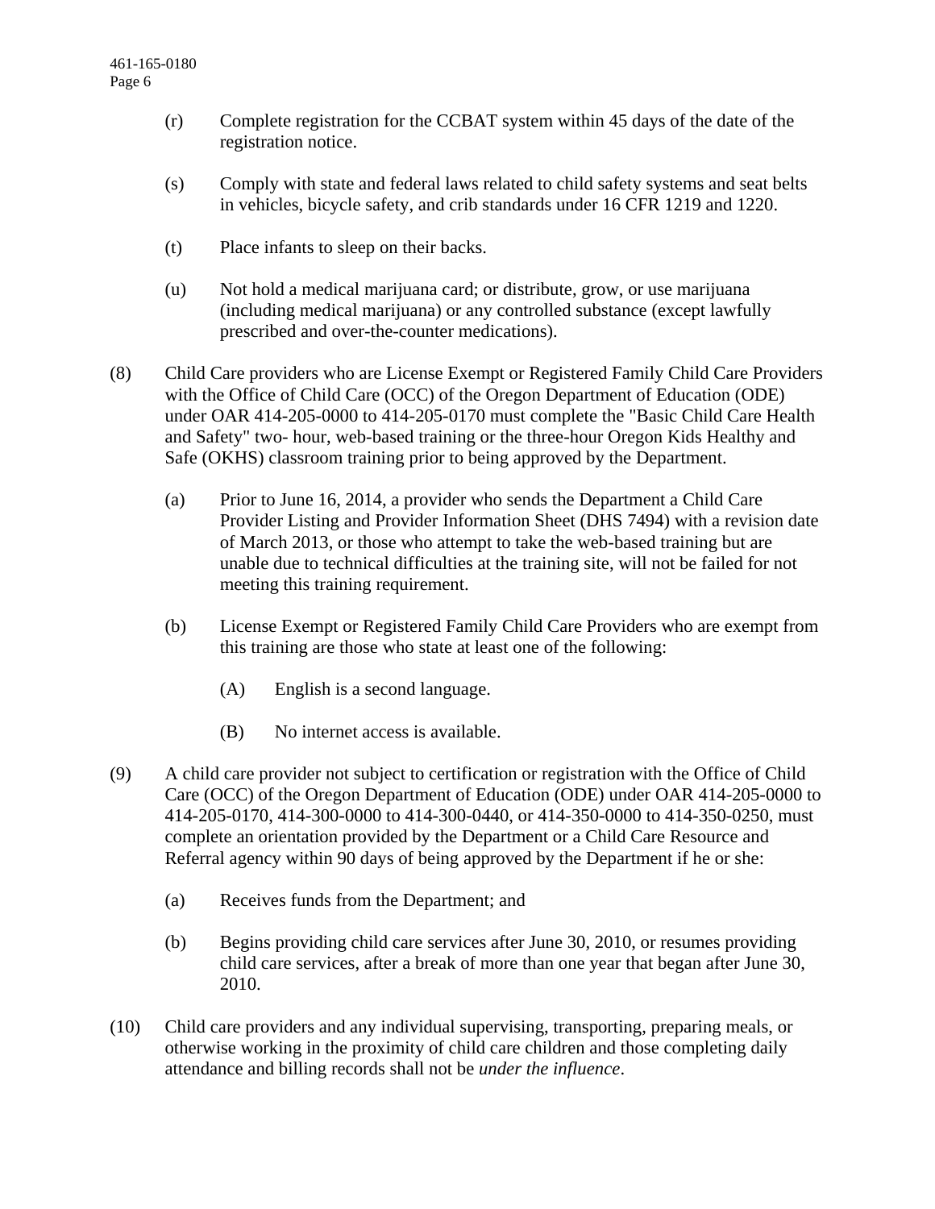(r) Complete registration for the CCBAT system within 45 days of the date of the registration notice.

(s) Comply with state and federal laws related to child safety systems and seat belts in vehicles, bicycle safety, and crib standards under 16 CFR 1219 and 1220.

(t) Place infants to sleep on their backs.

(u) Not hold a medical marijuana card; or distribute, grow, or use marijuana (including medical marijuana) or any controlled substance (except lawfully prescribed and over-the-counter medications).

(8) Child Care providers who are License Exempt or Registered Family Child Care Providers with the Office of Child Care (OCC) of the Oregon Department of Education (ODE) under OAR 414-205-0000 to 414-205-0170 must complete the "Basic Child Care Health and Safety" two- hour, web-based training or the three-hour Oregon Kids Healthy and Safe (OKHS) classroom training prior to being approved by the Department.

(a) Prior to June 16, 2014, a provider who sends the Department a Child Care Provider Listing and Provider Information Sheet (DHS 7494) with a revision date of March 2013, or those who attempt to take the web-based training but are unable due to technical difficulties at the training site, will not be failed for not meeting this training requirement.

(b) License Exempt or Registered Family Child Care Providers who are exempt from this training are those who state at least one of the following:

(A) English is a second language.

(B) No internet access is available.

(9) A child care provider not subject to certification or registration with the Office of Child Care (OCC) of the Oregon Department of Education (ODE) under OAR 414-205-0000 to 414-205-0170, 414-300-0000 to 414-300-0440, or 414-350-0000 to 414-350-0250, must complete an orientation provided by the Department or a Child Care Resource and Referral agency within 90 days of being approved by the Department if he or she:

(a) Receives funds from the Department; and

(b) Begins providing child care services after June 30, 2010, or resumes providing child care services, after a break of more than one year that began after June 30, 2010.

(10) Child care providers and any individual supervising, transporting, preparing meals, or otherwise working in the proximity of child care children and those completing daily attendance and billing records shall not be *under the influence*.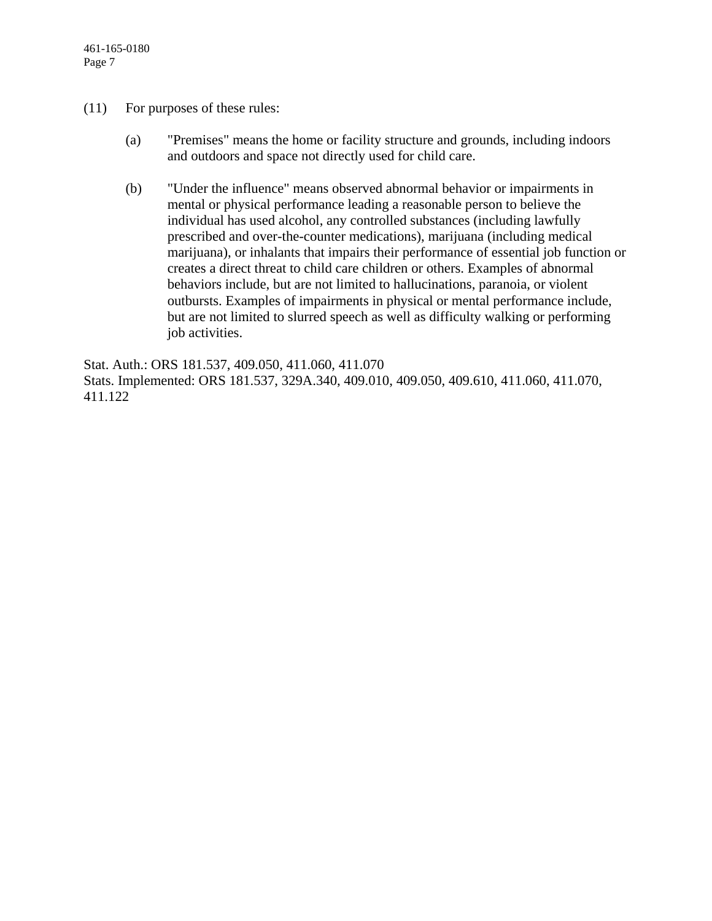(11) For purposes of these rules:

(a) "Premises" means the home or facility structure and grounds, including indoors and outdoors and space not directly used for child care.

(b) "Under the influence" means observed abnormal behavior or impairments in mental or physical performance leading a reasonable person to believe the individual has used alcohol, any controlled substances (including lawfully prescribed and over-the-counter medications), marijuana (including medical marijuana), or inhalants that impairs their performance of essential job function or creates a direct threat to child care children or others. Examples of abnormal behaviors include, but are not limited to hallucinations, paranoia, or violent outbursts. Examples of impairments in physical or mental performance include, but are not limited to slurred speech as well as difficulty walking or performing job activities.

Stat. Auth.: ORS 181.537, 409.050, 411.060, 411.070
Stats. Implemented: ORS 181.537, 329A.340, 409.010, 409.050, 409.610, 411.060, 411.070, 411.122